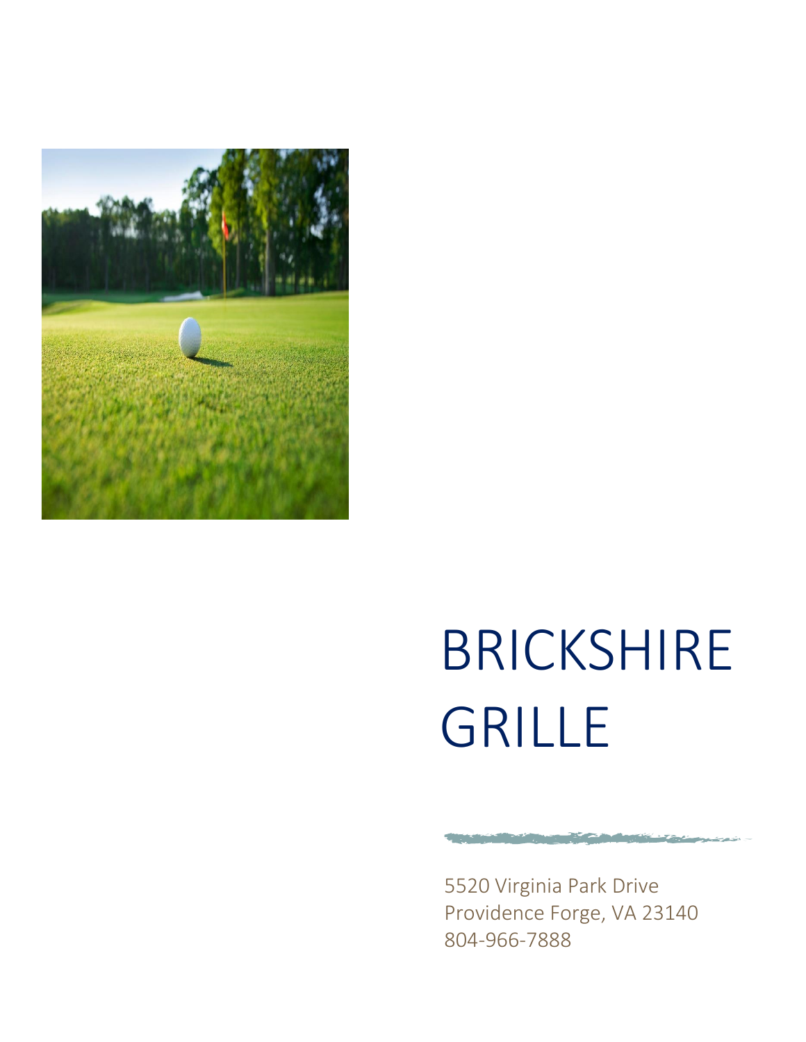# BRICKSHIRE GRILLE

5520 Virginia Park Drive
Providence Forge, VA 23140
804-966-7888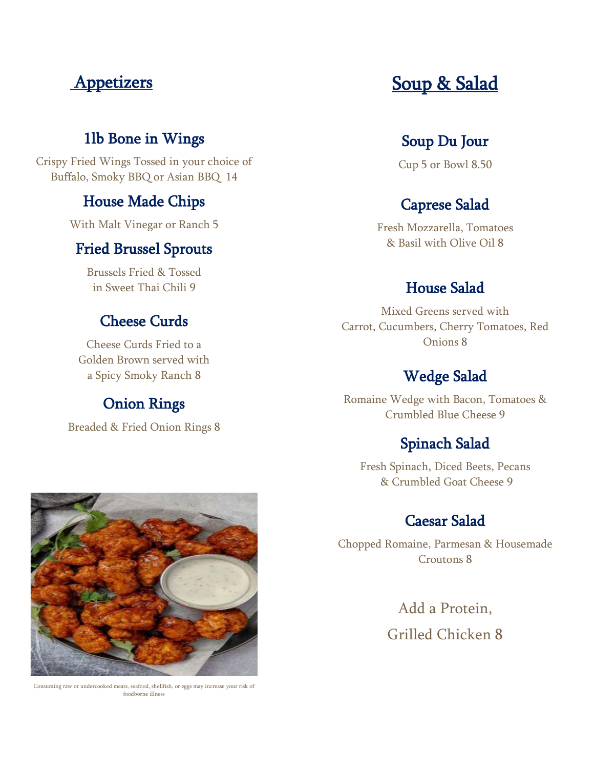## Appetizers

### 1lb Bone in Wings

Crispy Fried Wings Tossed in your choice of Buffalo, Smoky BBQ or Asian BBQ 14

### House Made Chips

With Malt Vinegar or Ranch 5

### Fried Brussel Sprouts

Brussels Fried & Tossed in Sweet Thai Chili 9

### Cheese Curds

Cheese Curds Fried to a Golden Brown served with a Spicy Smoky Ranch 8

### Onion Rings

Breaded & Fried Onion Rings 8

Consuming raw or undercooked meats, seafood, shellfish, or eggs may increase your risk of foodborne illness

## Soup & Salad

### Soup Du Jour

Cup 5 or Bowl 8.50

### Caprese Salad

Fresh Mozzarella, Tomatoes & Basil with Olive Oil 8

### House Salad

Mixed Greens served with Carrot, Cucumbers, Cherry Tomatoes, Red Onions 8

### Wedge Salad

Romaine Wedge with Bacon, Tomatoes & Crumbled Blue Cheese 9

### Spinach Salad

Fresh Spinach, Diced Beets, Pecans & Crumbled Goat Cheese 9

### Caesar Salad

Chopped Romaine, Parmesan & Housemade Croutons 8

Add a Protein,

Grilled Chicken 8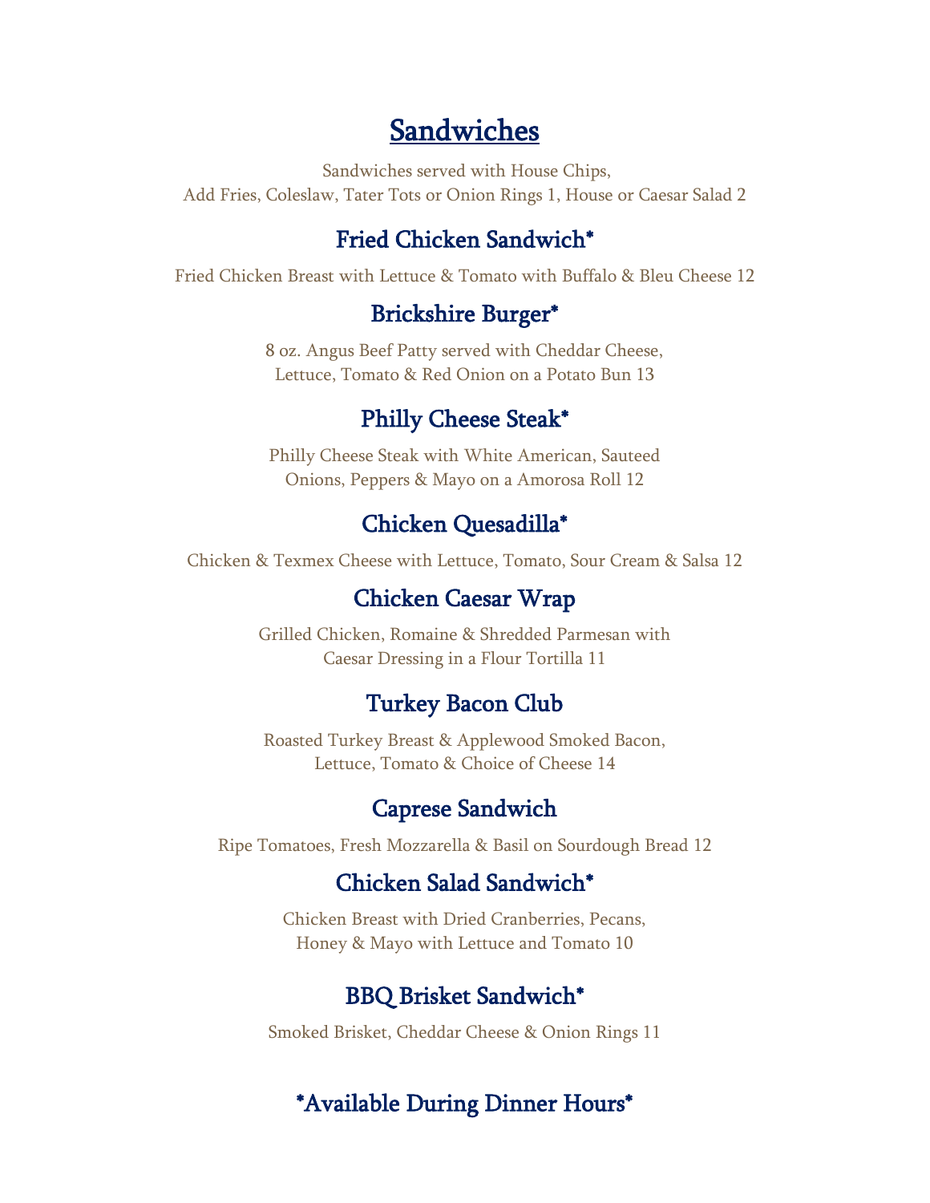# Sandwiches

Sandwiches served with House Chips,
Add Fries, Coleslaw, Tater Tots or Onion Rings 1, House or Caesar Salad 2

## Fried Chicken Sandwich*

Fried Chicken Breast with Lettuce & Tomato with Buffalo & Bleu Cheese 12

## Brickshire Burger*

8 oz. Angus Beef Patty served with Cheddar Cheese,
Lettuce, Tomato & Red Onion on a Potato Bun 13

## Philly Cheese Steak*

Philly Cheese Steak with White American, Sauteed
Onions, Peppers & Mayo on a Amorosa Roll 12

## Chicken Quesadilla*

Chicken & Texmex Cheese with Lettuce, Tomato, Sour Cream & Salsa 12

## Chicken Caesar Wrap

Grilled Chicken, Romaine & Shredded Parmesan with
Caesar Dressing in a Flour Tortilla 11

## Turkey Bacon Club

Roasted Turkey Breast & Applewood Smoked Bacon,
Lettuce, Tomato & Choice of Cheese 14

## Caprese Sandwich

Ripe Tomatoes, Fresh Mozzarella & Basil on Sourdough Bread 12

## Chicken Salad Sandwich*

Chicken Breast with Dried Cranberries, Pecans,
Honey & Mayo with Lettuce and Tomato 10

## BBQ Brisket Sandwich*

Smoked Brisket, Cheddar Cheese & Onion Rings 11

## *Available During Dinner Hours*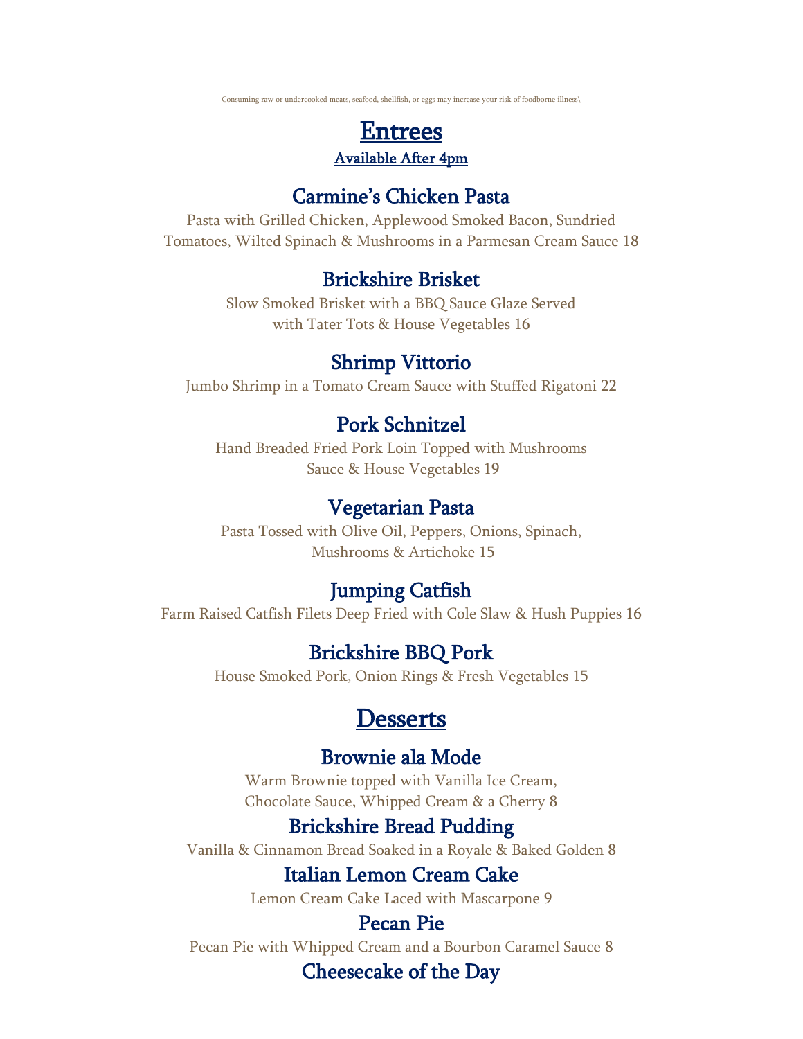Consuming raw or undercooked meats, seafood, shellfish, or eggs may increase your risk of foodborne illness\

# Entrees

**Available After 4pm**

## Carmine's Chicken Pasta

Pasta with Grilled Chicken, Applewood Smoked Bacon, Sundried Tomatoes, Wilted Spinach & Mushrooms in a Parmesan Cream Sauce 18

## Brickshire Brisket

Slow Smoked Brisket with a BBQ Sauce Glaze Served with Tater Tots & House Vegetables 16

## Shrimp Vittorio

Jumbo Shrimp in a Tomato Cream Sauce with Stuffed Rigatoni 22

## Pork Schnitzel

Hand Breaded Fried Pork Loin Topped with Mushrooms Sauce & House Vegetables 19

## Vegetarian Pasta

Pasta Tossed with Olive Oil, Peppers, Onions, Spinach, Mushrooms & Artichoke 15

## Jumping Catfish

Farm Raised Catfish Filets Deep Fried with Cole Slaw & Hush Puppies 16

## Brickshire BBQ Pork

House Smoked Pork, Onion Rings & Fresh Vegetables 15

# Desserts

## Brownie ala Mode

Warm Brownie topped with Vanilla Ice Cream, Chocolate Sauce, Whipped Cream & a Cherry 8

## Brickshire Bread Pudding

Vanilla & Cinnamon Bread Soaked in a Royale & Baked Golden 8

## Italian Lemon Cream Cake

Lemon Cream Cake Laced with Mascarpone 9

## Pecan Pie

Pecan Pie with Whipped Cream and a Bourbon Caramel Sauce 8

## Cheesecake of the Day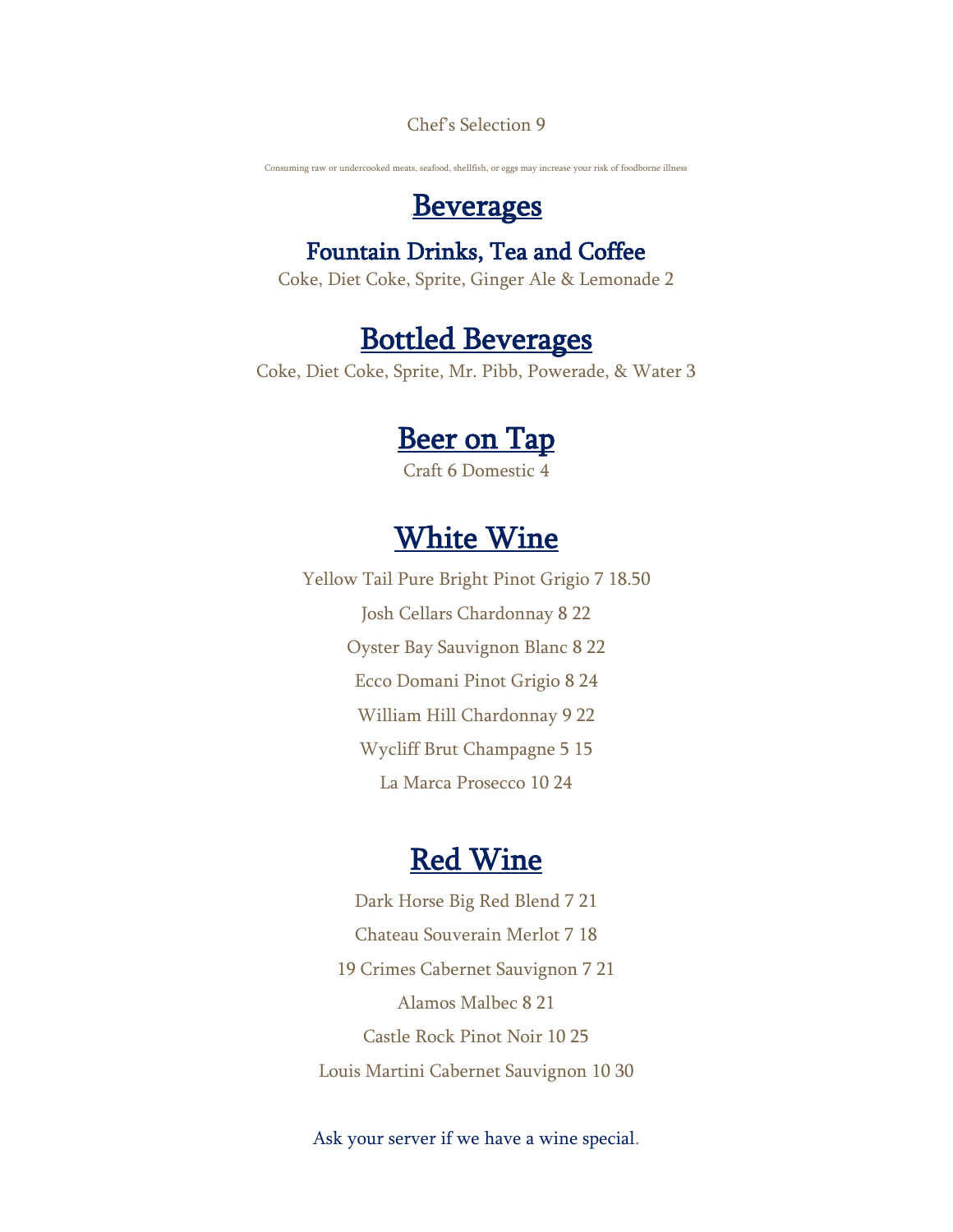Chef's Selection 9

Consuming raw or undercooked meats, seafood, shellfish, or eggs may increase your risk of foodborne illness

# Beverages

## Fountain Drinks, Tea and Coffee

Coke, Diet Coke, Sprite, Ginger Ale & Lemonade 2

## Bottled Beverages

Coke, Diet Coke, Sprite, Mr. Pibb, Powerade, & Water 3

## Beer on Tap

Craft 6 Domestic 4

## White Wine

Yellow Tail Pure Bright Pinot Grigio 7 18.50

Josh Cellars Chardonnay 8 22

Oyster Bay Sauvignon Blanc 8 22

Ecco Domani Pinot Grigio 8 24

William Hill Chardonnay 9 22

Wycliff Brut Champagne 5 15

La Marca Prosecco 10 24

## Red Wine

Dark Horse Big Red Blend 7 21

Chateau Souverain Merlot 7 18

19 Crimes Cabernet Sauvignon 7 21

Alamos Malbec 8 21

Castle Rock Pinot Noir 10 25

Louis Martini Cabernet Sauvignon 10 30

Ask your server if we have a wine special.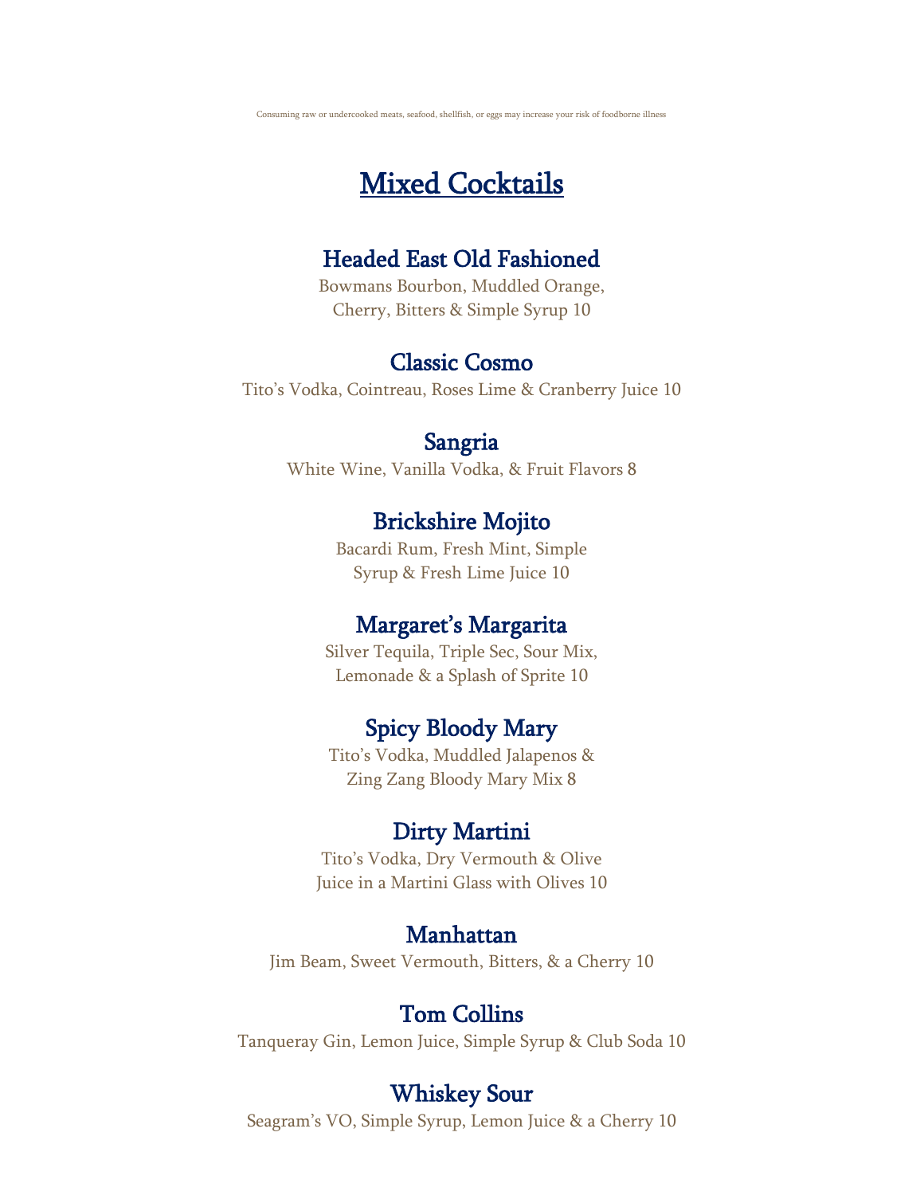Consuming raw or undercooked meats, seafood, shellfish, or eggs may increase your risk of foodborne illness

# Mixed Cocktails

## Headed East Old Fashioned

Bowmans Bourbon, Muddled Orange, Cherry, Bitters & Simple Syrup 10

## Classic Cosmo

Tito's Vodka, Cointreau, Roses Lime & Cranberry Juice 10

## Sangria

White Wine, Vanilla Vodka, & Fruit Flavors 8

## Brickshire Mojito

Bacardi Rum, Fresh Mint, Simple Syrup & Fresh Lime Juice 10

## Margaret's Margarita

Silver Tequila, Triple Sec, Sour Mix, Lemonade & a Splash of Sprite 10

## Spicy Bloody Mary

Tito's Vodka, Muddled Jalapenos & Zing Zang Bloody Mary Mix 8

## Dirty Martini

Tito's Vodka, Dry Vermouth & Olive Juice in a Martini Glass with Olives 10

## Manhattan

Jim Beam, Sweet Vermouth, Bitters, & a Cherry 10

## Tom Collins

Tanqueray Gin, Lemon Juice, Simple Syrup & Club Soda 10

## Whiskey Sour

Seagram's VO, Simple Syrup, Lemon Juice & a Cherry 10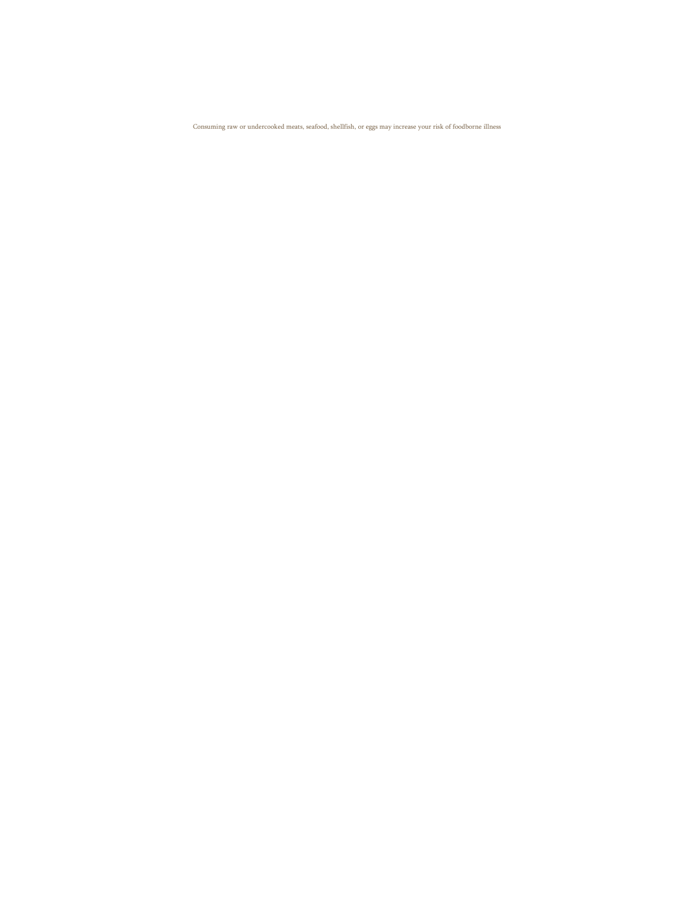Consuming raw or undercooked meats, seafood, shellfish, or eggs may increase your risk of foodborne illness